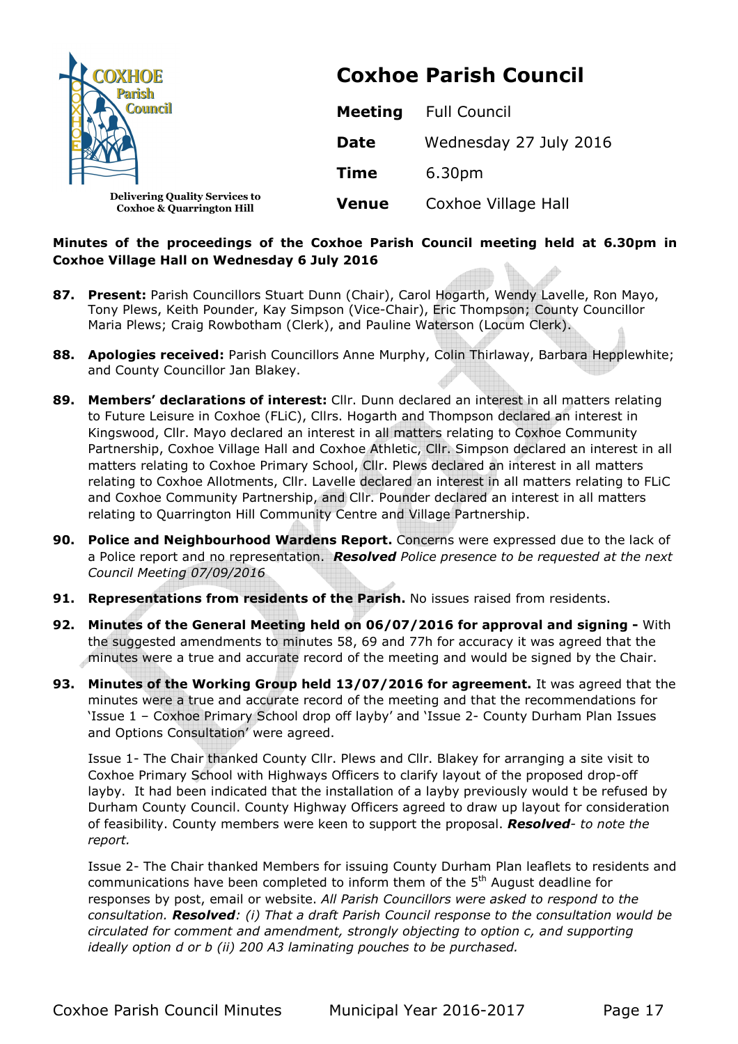# Coxhoe Parish Council

COXHOE Parish Council

Delivering Quality Services to Coxhoe & Quarrington Hill

| | |
|---|---|
| **Meeting** | Full Council |
| **Date** | Wednesday 27 July 2016 |
| **Time** | 6.30pm |
| **Venue** | Coxhoe Village Hall |

**Minutes of the proceedings of the Coxhoe Parish Council meeting held at 6.30pm in Coxhoe Village Hall on Wednesday 6 July 2016**

**87. Present:** Parish Councillors Stuart Dunn (Chair), Carol Hogarth, Wendy Lavelle, Ron Mayo, Tony Plews, Keith Pounder, Kay Simpson (Vice-Chair), Eric Thompson; County Councillor Maria Plews; Craig Rowbotham (Clerk), and Pauline Waterson (Locum Clerk).

**88. Apologies received:** Parish Councillors Anne Murphy, Colin Thirlaway, Barbara Hepplewhite; and County Councillor Jan Blakey.

**89. Members' declarations of interest:** Cllr. Dunn declared an interest in all matters relating to Future Leisure in Coxhoe (FLiC), Cllrs. Hogarth and Thompson declared an interest in Kingswood, Cllr. Mayo declared an interest in all matters relating to Coxhoe Community Partnership, Coxhoe Village Hall and Coxhoe Athletic, Cllr. Simpson declared an interest in all matters relating to Coxhoe Primary School, Cllr. Plews declared an interest in all matters relating to Coxhoe Allotments, Cllr. Lavelle declared an interest in all matters relating to FLiC and Coxhoe Community Partnership, and Cllr. Pounder declared an interest in all matters relating to Quarrington Hill Community Centre and Village Partnership.

**90. Police and Neighbourhood Wardens Report.** Concerns were expressed due to the lack of a Police report and no representation. ***Resolved*** *Police presence to be requested at the next Council Meeting 07/09/2016*

**91. Representations from residents of the Parish.** No issues raised from residents.

**92. Minutes of the General Meeting held on 06/07/2016 for approval and signing -** With the suggested amendments to minutes 58, 69 and 77h for accuracy it was agreed that the minutes were a true and accurate record of the meeting and would be signed by the Chair.

**93. Minutes of the Working Group held 13/07/2016 for agreement.** It was agreed that the minutes were a true and accurate record of the meeting and that the recommendations for 'Issue 1 – Coxhoe Primary School drop off layby' and 'Issue 2- County Durham Plan Issues and Options Consultation' were agreed.

Issue 1- The Chair thanked County Cllr. Plews and Cllr. Blakey for arranging a site visit to Coxhoe Primary School with Highways Officers to clarify layout of the proposed drop-off layby. It had been indicated that the installation of a layby previously would t be refused by Durham County Council. County Highway Officers agreed to draw up layout for consideration of feasibility. County members were keen to support the proposal. ***Resolved****- to note the report.*

Issue 2- The Chair thanked Members for issuing County Durham Plan leaflets to residents and communications have been completed to inform them of the 5th August deadline for responses by post, email or website. *All Parish Councillors were asked to respond to the consultation.* ***Resolved****: (i) That a draft Parish Council response to the consultation would be circulated for comment and amendment, strongly objecting to option c, and supporting ideally option d or b (ii) 200 A3 laminating pouches to be purchased.*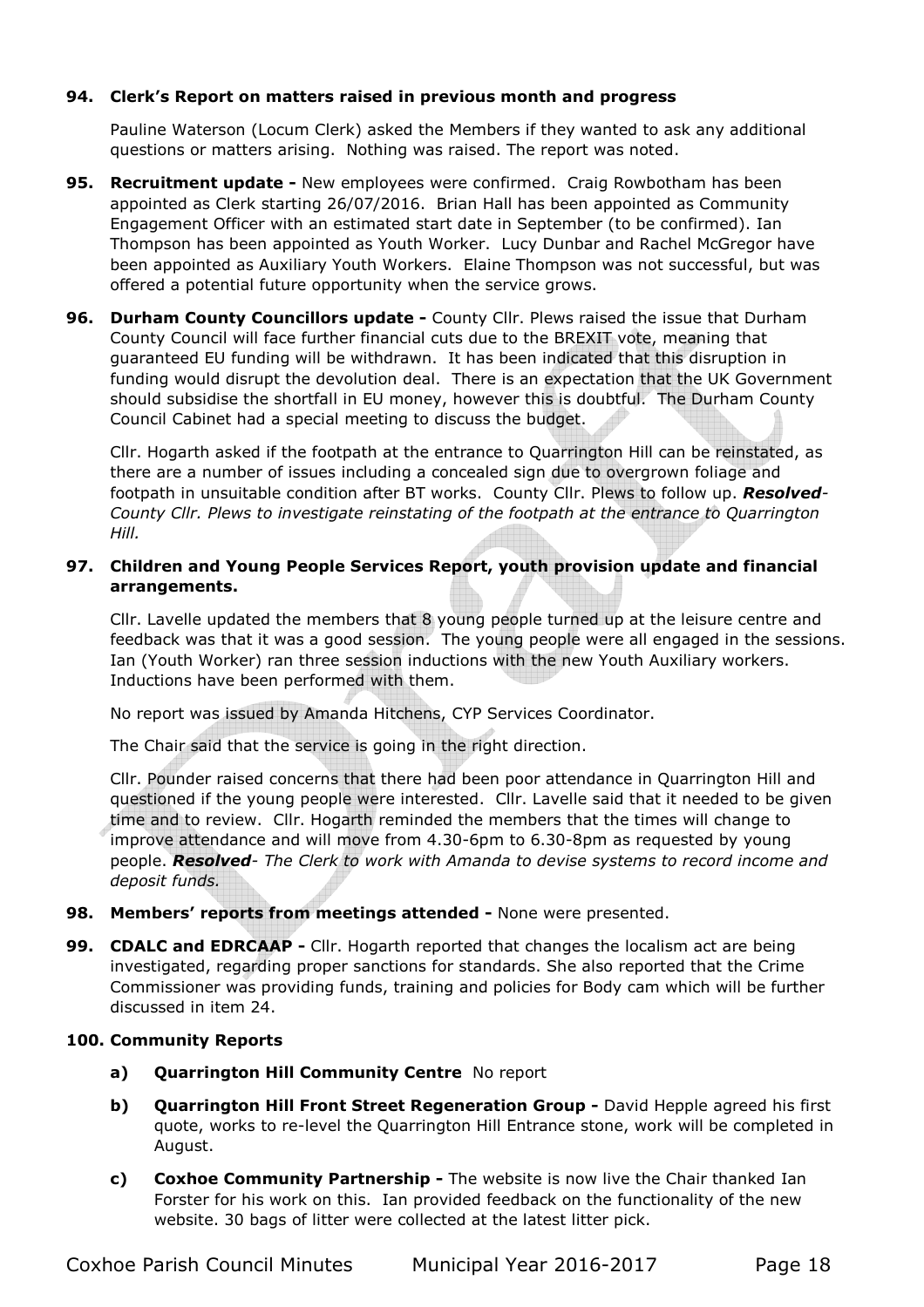**94. Clerk's Report on matters raised in previous month and progress**

Pauline Waterson (Locum Clerk) asked the Members if they wanted to ask any additional questions or matters arising. Nothing was raised. The report was noted.

**95. Recruitment update -** New employees were confirmed. Craig Rowbotham has been appointed as Clerk starting 26/07/2016. Brian Hall has been appointed as Community Engagement Officer with an estimated start date in September (to be confirmed). Ian Thompson has been appointed as Youth Worker. Lucy Dunbar and Rachel McGregor have been appointed as Auxiliary Youth Workers. Elaine Thompson was not successful, but was offered a potential future opportunity when the service grows.

**96. Durham County Councillors update -** County Cllr. Plews raised the issue that Durham County Council will face further financial cuts due to the BREXIT vote, meaning that guaranteed EU funding will be withdrawn. It has been indicated that this disruption in funding would disrupt the devolution deal. There is an expectation that the UK Government should subsidise the shortfall in EU money, however this is doubtful. The Durham County Council Cabinet had a special meeting to discuss the budget.

Cllr. Hogarth asked if the footpath at the entrance to Quarrington Hill can be reinstated, as there are a number of issues including a concealed sign due to overgrown foliage and footpath in unsuitable condition after BT works. County Cllr. Plews to follow up. ***Resolved****- County Cllr. Plews to investigate reinstating of the footpath at the entrance to Quarrington Hill.*

**97. Children and Young People Services Report, youth provision update and financial arrangements.**

Cllr. Lavelle updated the members that 8 young people turned up at the leisure centre and feedback was that it was a good session. The young people were all engaged in the sessions. Ian (Youth Worker) ran three session inductions with the new Youth Auxiliary workers. Inductions have been performed with them.

No report was issued by Amanda Hitchens, CYP Services Coordinator.

The Chair said that the service is going in the right direction.

Cllr. Pounder raised concerns that there had been poor attendance in Quarrington Hill and questioned if the young people were interested. Cllr. Lavelle said that it needed to be given time and to review. Cllr. Hogarth reminded the members that the times will change to improve attendance and will move from 4.30-6pm to 6.30-8pm as requested by young people. ***Resolved****- The Clerk to work with Amanda to devise systems to record income and deposit funds.*

**98. Members' reports from meetings attended -** None were presented.

**99. CDALC and EDRCAAP -** Cllr. Hogarth reported that changes the localism act are being investigated, regarding proper sanctions for standards. She also reported that the Crime Commissioner was providing funds, training and policies for Body cam which will be further discussed in item 24.

**100. Community Reports**

- **a) Quarrington Hill Community Centre** No report
- **b) Quarrington Hill Front Street Regeneration Group -** David Hepple agreed his first quote, works to re-level the Quarrington Hill Entrance stone, work will be completed in August.
- **c) Coxhoe Community Partnership -** The website is now live the Chair thanked Ian Forster for his work on this. Ian provided feedback on the functionality of the new website. 30 bags of litter were collected at the latest litter pick.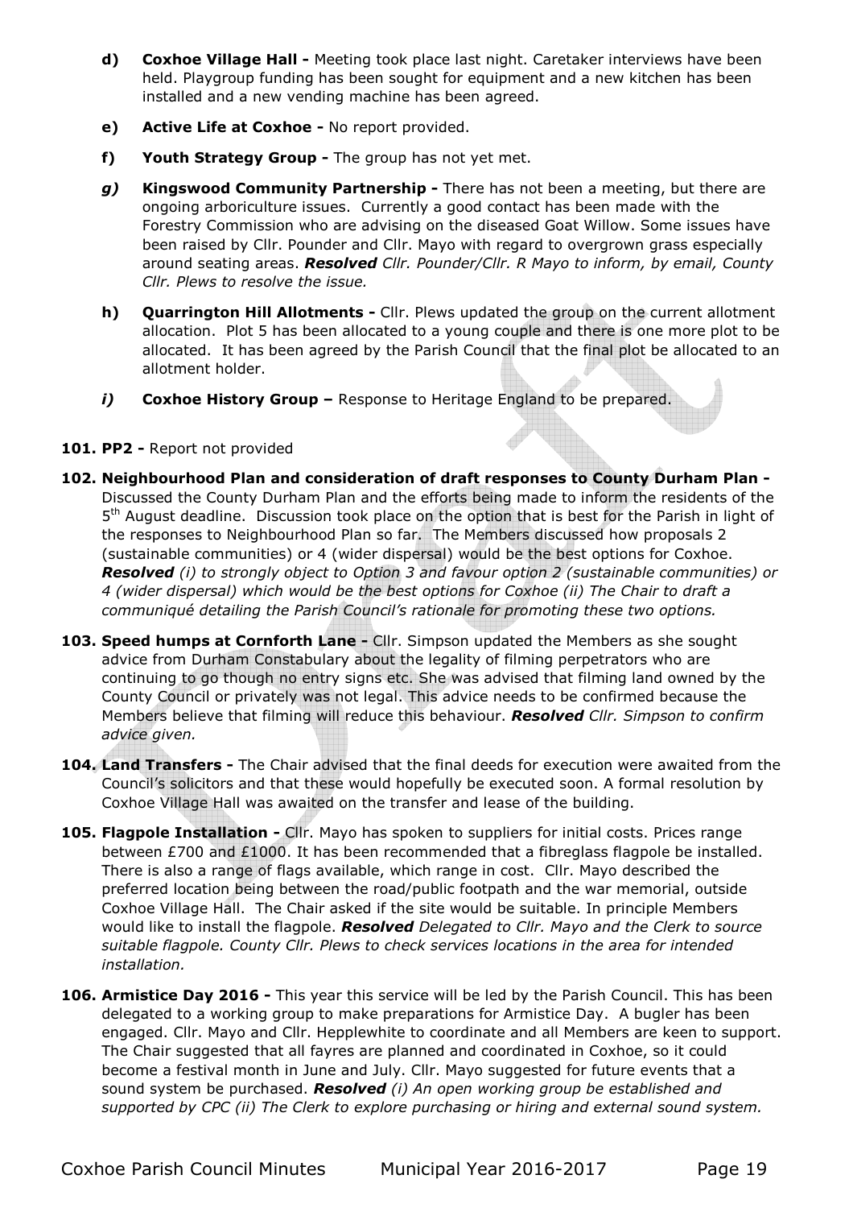- **d) Coxhoe Village Hall -** Meeting took place last night. Caretaker interviews have been held. Playgroup funding has been sought for equipment and a new kitchen has been installed and a new vending machine has been agreed.
- **e) Active Life at Coxhoe -** No report provided.
- **f) Youth Strategy Group -** The group has not yet met.
- ***g)*** **Kingswood Community Partnership -** There has not been a meeting, but there are ongoing arboriculture issues. Currently a good contact has been made with the Forestry Commission who are advising on the diseased Goat Willow. Some issues have been raised by Cllr. Pounder and Cllr. Mayo with regard to overgrown grass especially around seating areas. ***Resolved*** *Cllr. Pounder/Cllr. R Mayo to inform, by email, County Cllr. Plews to resolve the issue.*
- **h) Quarrington Hill Allotments -** Cllr. Plews updated the group on the current allotment allocation. Plot 5 has been allocated to a young couple and there is one more plot to be allocated. It has been agreed by the Parish Council that the final plot be allocated to an allotment holder.
- ***i)*** **Coxhoe History Group –** Response to Heritage England to be prepared.

**101. PP2 -** Report not provided

**102. Neighbourhood Plan and consideration of draft responses to County Durham Plan -** Discussed the County Durham Plan and the efforts being made to inform the residents of the 5th August deadline. Discussion took place on the option that is best for the Parish in light of the responses to Neighbourhood Plan so far. The Members discussed how proposals 2 (sustainable communities) or 4 (wider dispersal) would be the best options for Coxhoe. ***Resolved*** *(i) to strongly object to Option 3 and favour option 2 (sustainable communities) or 4 (wider dispersal) which would be the best options for Coxhoe (ii) The Chair to draft a communiqué detailing the Parish Council's rationale for promoting these two options.*

**103. Speed humps at Cornforth Lane -** Cllr. Simpson updated the Members as she sought advice from Durham Constabulary about the legality of filming perpetrators who are continuing to go though no entry signs etc. She was advised that filming land owned by the County Council or privately was not legal. This advice needs to be confirmed because the Members believe that filming will reduce this behaviour. ***Resolved*** *Cllr. Simpson to confirm advice given.*

**104. Land Transfers -** The Chair advised that the final deeds for execution were awaited from the Council's solicitors and that these would hopefully be executed soon. A formal resolution by Coxhoe Village Hall was awaited on the transfer and lease of the building.

**105. Flagpole Installation -** Cllr. Mayo has spoken to suppliers for initial costs. Prices range between £700 and £1000. It has been recommended that a fibreglass flagpole be installed. There is also a range of flags available, which range in cost. Cllr. Mayo described the preferred location being between the road/public footpath and the war memorial, outside Coxhoe Village Hall. The Chair asked if the site would be suitable. In principle Members would like to install the flagpole. ***Resolved*** *Delegated to Cllr. Mayo and the Clerk to source suitable flagpole. County Cllr. Plews to check services locations in the area for intended installation.*

**106. Armistice Day 2016 -** This year this service will be led by the Parish Council. This has been delegated to a working group to make preparations for Armistice Day. A bugler has been engaged. Cllr. Mayo and Cllr. Hepplewhite to coordinate and all Members are keen to support. The Chair suggested that all fayres are planned and coordinated in Coxhoe, so it could become a festival month in June and July. Cllr. Mayo suggested for future events that a sound system be purchased. ***Resolved*** *(i) An open working group be established and supported by CPC (ii) The Clerk to explore purchasing or hiring and external sound system.*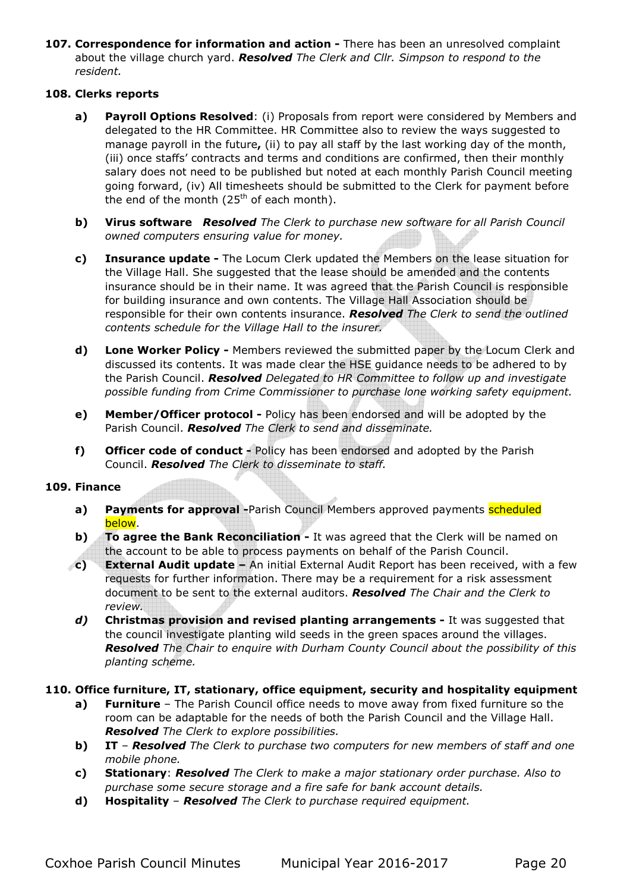**107. Correspondence for information and action -** There has been an unresolved complaint about the village church yard. ***Resolved*** *The Clerk and Cllr. Simpson to respond to the resident.*

**108. Clerks reports**

- **a)** **Payroll Options Resolved**: (i) Proposals from report were considered by Members and delegated to the HR Committee. HR Committee also to review the ways suggested to manage payroll in the future**,** (ii) to pay all staff by the last working day of the month, (iii) once staffs' contracts and terms and conditions are confirmed, then their monthly salary does not need to be published but noted at each monthly Parish Council meeting going forward, (iv) All timesheets should be submitted to the Clerk for payment before the end of the month (25th of each month).

- **b)** **Virus software** ***Resolved*** *The Clerk to purchase new software for all Parish Council owned computers ensuring value for money.*

- **c)** **Insurance update -** The Locum Clerk updated the Members on the lease situation for the Village Hall. She suggested that the lease should be amended and the contents insurance should be in their name. It was agreed that the Parish Council is responsible for building insurance and own contents. The Village Hall Association should be responsible for their own contents insurance. ***Resolved*** *The Clerk to send the outlined contents schedule for the Village Hall to the insurer.*

- **d)** **Lone Worker Policy -** Members reviewed the submitted paper by the Locum Clerk and discussed its contents. It was made clear the HSE guidance needs to be adhered to by the Parish Council. ***Resolved*** *Delegated to HR Committee to follow up and investigate possible funding from Crime Commissioner to purchase lone working safety equipment.*

- **e)** **Member/Officer protocol -** Policy has been endorsed and will be adopted by the Parish Council. ***Resolved*** *The Clerk to send and disseminate.*

- **f)** **Officer code of conduct -** Policy has been endorsed and adopted by the Parish Council. ***Resolved*** *The Clerk to disseminate to staff.*

**109. Finance**

- **a)** **Payments for approval -**Parish Council Members approved payments scheduled below.
- **b)** **To agree the Bank Reconciliation -** It was agreed that the Clerk will be named on the account to be able to process payments on behalf of the Parish Council.
- **c)** **External Audit update –** An initial External Audit Report has been received, with a few requests for further information. There may be a requirement for a risk assessment document to be sent to the external auditors. ***Resolved*** *The Chair and the Clerk to review.*
- ***d)*** **Christmas provision and revised planting arrangements -** It was suggested that the council investigate planting wild seeds in the green spaces around the villages. ***Resolved*** *The Chair to enquire with Durham County Council about the possibility of this planting scheme.*

**110. Office furniture, IT, stationary, office equipment, security and hospitality equipment**

- **a)** **Furniture** – The Parish Council office needs to move away from fixed furniture so the room can be adaptable for the needs of both the Parish Council and the Village Hall. ***Resolved*** *The Clerk to explore possibilities.*
- **b)** **IT** – ***Resolved*** *The Clerk to purchase two computers for new members of staff and one mobile phone.*
- **c)** **Stationary**: ***Resolved*** *The Clerk to make a major stationary order purchase. Also to purchase some secure storage and a fire safe for bank account details.*
- **d)** **Hospitality** – ***Resolved*** *The Clerk to purchase required equipment.*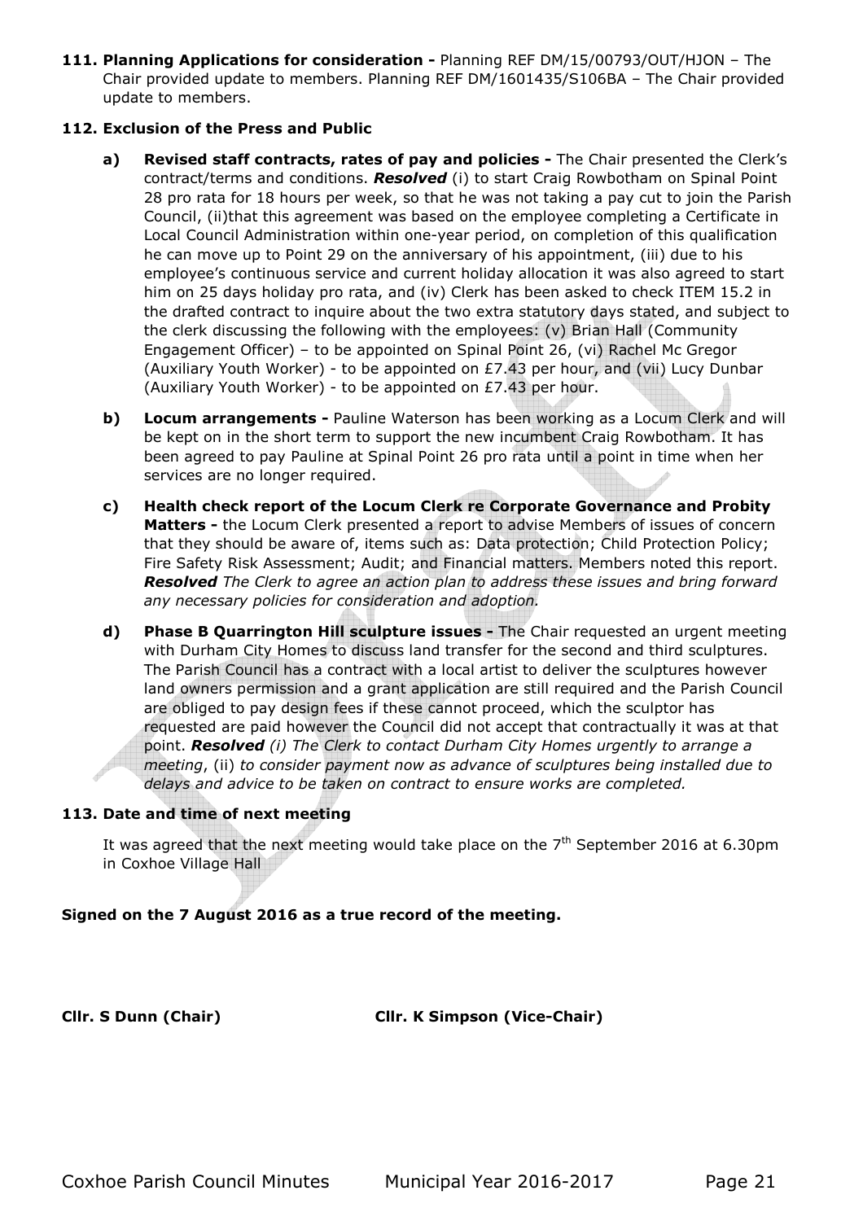**111. Planning Applications for consideration -** Planning REF DM/15/00793/OUT/HJON – The Chair provided update to members. Planning REF DM/1601435/S106BA – The Chair provided update to members.

**112. Exclusion of the Press and Public**

- **a) Revised staff contracts, rates of pay and policies -** The Chair presented the Clerk's contract/terms and conditions. ***Resolved*** (i) to start Craig Rowbotham on Spinal Point 28 pro rata for 18 hours per week, so that he was not taking a pay cut to join the Parish Council, (ii)that this agreement was based on the employee completing a Certificate in Local Council Administration within one-year period, on completion of this qualification he can move up to Point 29 on the anniversary of his appointment, (iii) due to his employee's continuous service and current holiday allocation it was also agreed to start him on 25 days holiday pro rata, and (iv) Clerk has been asked to check ITEM 15.2 in the drafted contract to inquire about the two extra statutory days stated, and subject to the clerk discussing the following with the employees: (v) Brian Hall (Community Engagement Officer) – to be appointed on Spinal Point 26, (vi) Rachel Mc Gregor (Auxiliary Youth Worker) - to be appointed on £7.43 per hour, and (vii) Lucy Dunbar (Auxiliary Youth Worker) - to be appointed on £7.43 per hour.

- **b) Locum arrangements -** Pauline Waterson has been working as a Locum Clerk and will be kept on in the short term to support the new incumbent Craig Rowbotham. It has been agreed to pay Pauline at Spinal Point 26 pro rata until a point in time when her services are no longer required.

- **c) Health check report of the Locum Clerk re Corporate Governance and Probity Matters -** the Locum Clerk presented a report to advise Members of issues of concern that they should be aware of, items such as: Data protection; Child Protection Policy; Fire Safety Risk Assessment; Audit; and Financial matters. Members noted this report. ***Resolved*** *The Clerk to agree an action plan to address these issues and bring forward any necessary policies for consideration and adoption.*

- **d) Phase B Quarrington Hill sculpture issues -** The Chair requested an urgent meeting with Durham City Homes to discuss land transfer for the second and third sculptures. The Parish Council has a contract with a local artist to deliver the sculptures however land owners permission and a grant application are still required and the Parish Council are obliged to pay design fees if these cannot proceed, which the sculptor has requested are paid however the Council did not accept that contractually it was at that point. ***Resolved*** *(i) The Clerk to contact Durham City Homes urgently to arrange a meeting*, (ii) *to consider payment now as advance of sculptures being installed due to delays and advice to be taken on contract to ensure works are completed.*

**113. Date and time of next meeting**

It was agreed that the next meeting would take place on the 7th September 2016 at 6.30pm in Coxhoe Village Hall

**Signed on the 7 August 2016 as a true record of the meeting.**

**Cllr. S Dunn (Chair)** **Cllr. K Simpson (Vice-Chair)**